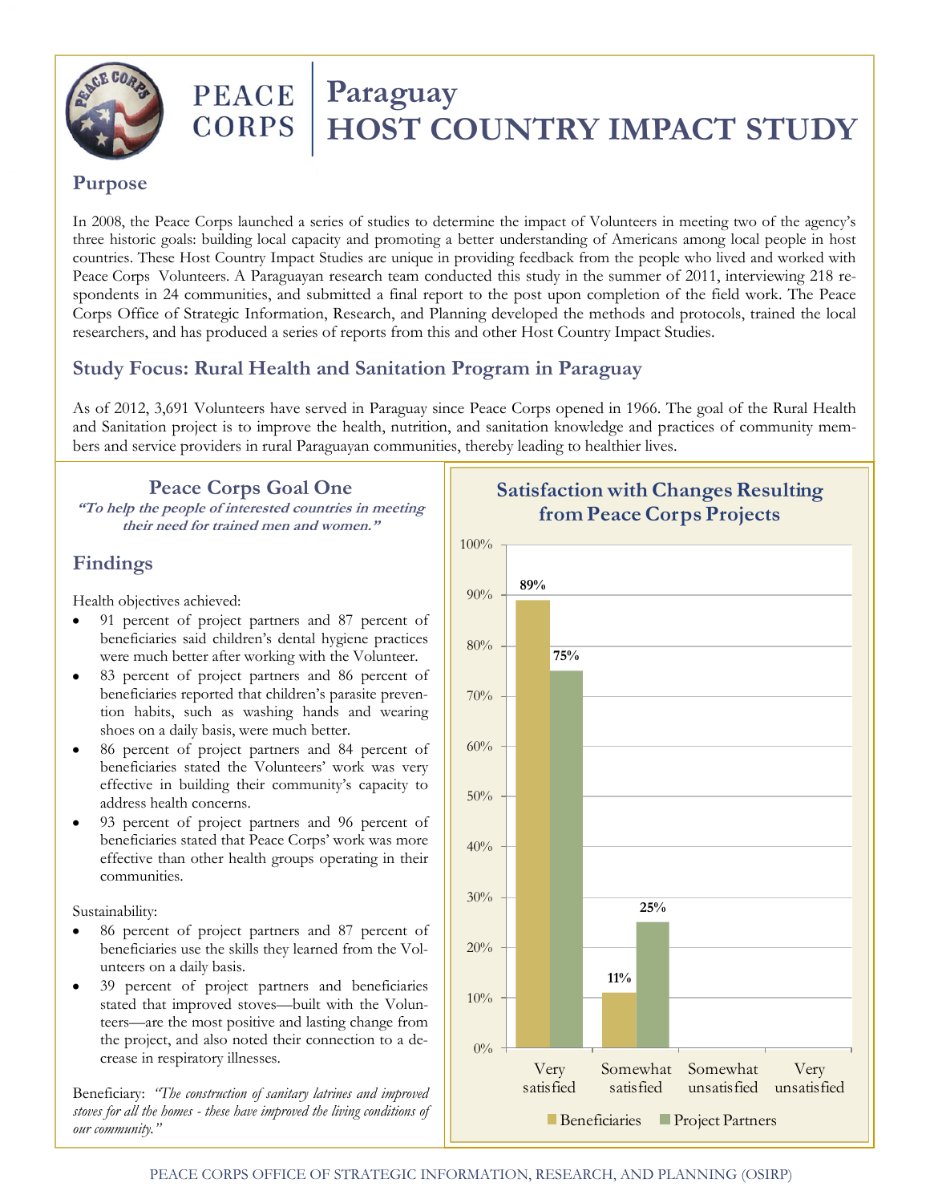# Paraguay HOST COUNTRY IMPACT STUDY

PEACE CORPS

## Purpose

In 2008, the Peace Corps launched a series of studies to determine the impact of Volunteers in meeting two of the agency's three historic goals: building local capacity and promoting a better understanding of Americans among local people in host countries. These Host Country Impact Studies are unique in providing feedback from the people who lived and worked with Peace Corps Volunteers. A Paraguayan research team conducted this study in the summer of 2011, interviewing 218 respondents in 24 communities, and submitted a final report to the post upon completion of the field work. The Peace Corps Office of Strategic Information, Research, and Planning developed the methods and protocols, trained the local researchers, and has produced a series of reports from this and other Host Country Impact Studies.

## Study Focus: Rural Health and Sanitation Program in Paraguay

As of 2012, 3,691 Volunteers have served in Paraguay since Peace Corps opened in 1966. The goal of the Rural Health and Sanitation project is to improve the health, nutrition, and sanitation knowledge and practices of community members and service providers in rural Paraguayan communities, thereby leading to healthier lives.

### Peace Corps Goal One

***"To help the people of interested countries in meeting their need for trained men and women."***

## Findings

Health objectives achieved:

- 91 percent of project partners and 87 percent of beneficiaries said children's dental hygiene practices were much better after working with the Volunteer.
- 83 percent of project partners and 86 percent of beneficiaries reported that children's parasite prevention habits, such as washing hands and wearing shoes on a daily basis, were much better.
- 86 percent of project partners and 84 percent of beneficiaries stated the Volunteers' work was very effective in building their community's capacity to address health concerns.
- 93 percent of project partners and 96 percent of beneficiaries stated that Peace Corps' work was more effective than other health groups operating in their communities.

Sustainability:

- 86 percent of project partners and 87 percent of beneficiaries use the skills they learned from the Volunteers on a daily basis.
- 39 percent of project partners and beneficiaries stated that improved stoves—built with the Volunteers—are the most positive and lasting change from the project, and also noted their connection to a decrease in respiratory illnesses.

Beneficiary: *"The construction of sanitary latrines and improved stoves for all the homes - these have improved the living conditions of our community."*

### Satisfaction with Changes Resulting from Peace Corps Projects

| | Very satisfied | Somewhat satisfied | Somewhat unsatisfied | Very unsatisfied |
|---|---|---|---|---|
| Beneficiaries | 89% | 11% | | |
| Project Partners | 75% | 25% | | |

PEACE CORPS OFFICE OF STRATEGIC INFORMATION, RESEARCH, AND PLANNING (OSIRP)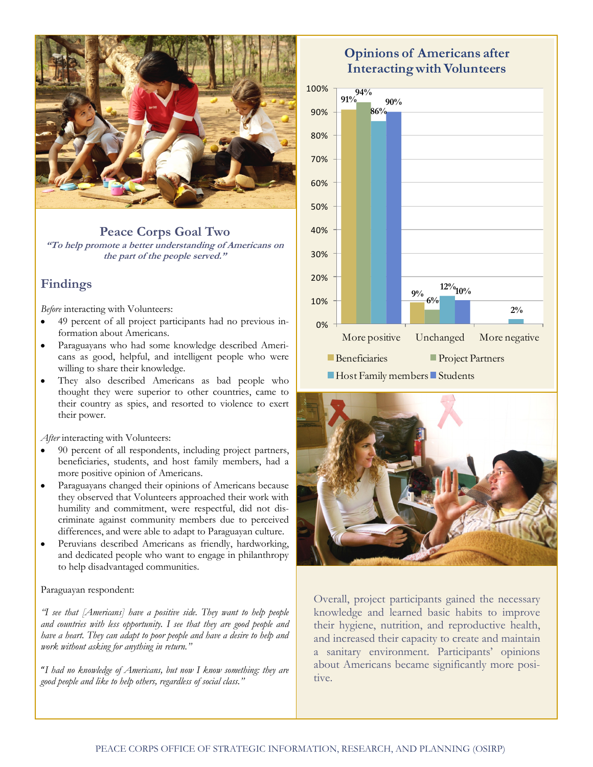## Peace Corps Goal Two

***"To help promote a better understanding of Americans on the part of the people served."***

## Findings

*Before* interacting with Volunteers:

- 49 percent of all project participants had no previous information about Americans.
- Paraguayans who had some knowledge described Americans as good, helpful, and intelligent people who were willing to share their knowledge.
- They also described Americans as bad people who thought they were superior to other countries, came to their country as spies, and resorted to violence to exert their power.

*After* interacting with Volunteers:

- 90 percent of all respondents, including project partners, beneficiaries, students, and host family members, had a more positive opinion of Americans.
- Paraguayans changed their opinions of Americans because they observed that Volunteers approached their work with humility and commitment, were respectful, did not discriminate against community members due to perceived differences, and were able to adapt to Paraguayan culture.
- Peruvians described Americans as friendly, hardworking, and dedicated people who want to engage in philanthropy to help disadvantaged communities.

Paraguayan respondent:

*"I see that [Americans] have a positive side. They want to help people and countries with less opportunity. I see that they are good people and have a heart. They can adapt to poor people and have a desire to help and work without asking for anything in return."*

*"I had no knowledge of Americans, but now I know something: they are good people and like to help others, regardless of social class."*

### Opinions of Americans after Interacting with Volunteers

100%
90%
80%
70%
60%
50%
40%
30%
20%
10%
0%

More positive: 91% 94% 86% 90%

Unchanged: 9% 6% 12% 10%

More negative: 2%

Beneficiaries
Project Partners
Host Family members
Students

Overall, project participants gained the necessary knowledge and learned basic habits to improve their hygiene, nutrition, and reproductive health, and increased their capacity to create and maintain a sanitary environment. Participants' opinions about Americans became significantly more positive.